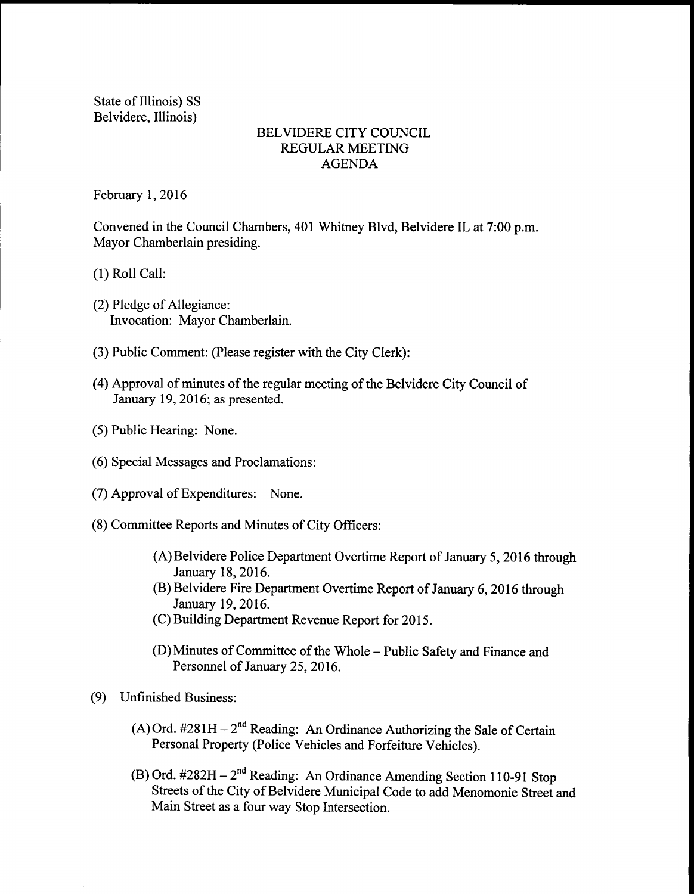State of Illinois) SS
Belvidere, Illinois)

# BELVIDERE CITY COUNCIL
## REGULAR MEETING
## AGENDA

February 1, 2016

Convened in the Council Chambers, 401 Whitney Blvd, Belvidere IL at 7:00 p.m.
Mayor Chamberlain presiding.

(1) Roll Call:

(2) Pledge of Allegiance:
Invocation: Mayor Chamberlain.

(3) Public Comment: (Please register with the City Clerk):

(4) Approval of minutes of the regular meeting of the Belvidere City Council of January 19, 2016; as presented.

(5) Public Hearing: None.

(6) Special Messages and Proclamations:

(7) Approval of Expenditures: None.

(8) Committee Reports and Minutes of City Officers:

- (A) Belvidere Police Department Overtime Report of January 5, 2016 through January 18, 2016.
- (B) Belvidere Fire Department Overtime Report of January 6, 2016 through January 19, 2016.
- (C) Building Department Revenue Report for 2015.
- (D) Minutes of Committee of the Whole – Public Safety and Finance and Personnel of January 25, 2016.

(9) Unfinished Business:

- (A) Ord. #281H – 2nd Reading: An Ordinance Authorizing the Sale of Certain Personal Property (Police Vehicles and Forfeiture Vehicles).
- (B) Ord. #282H – 2nd Reading: An Ordinance Amending Section 110-91 Stop Streets of the City of Belvidere Municipal Code to add Menomonie Street and Main Street as a four way Stop Intersection.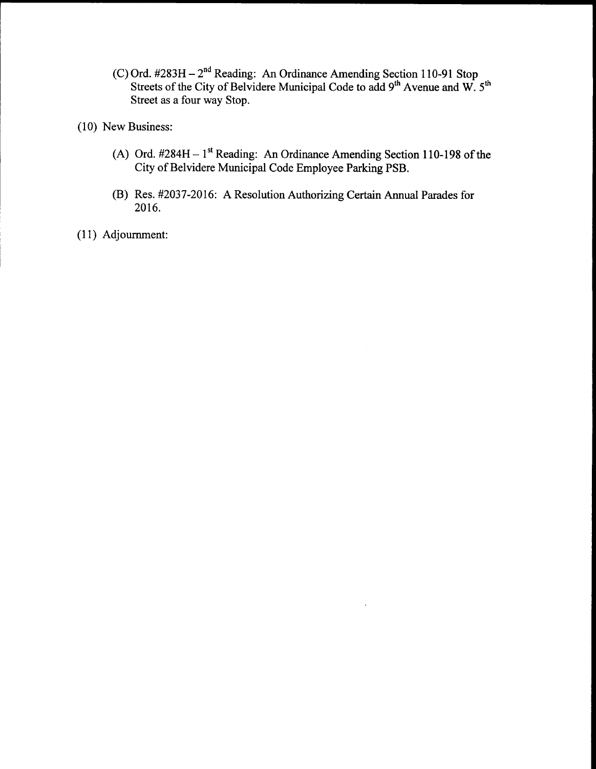(C) Ord. #283H – 2nd Reading: An Ordinance Amending Section 110-91 Stop Streets of the City of Belvidere Municipal Code to add 9th Avenue and W. 5th Street as a four way Stop.

(10) New Business:

(A) Ord. #284H – 1st Reading: An Ordinance Amending Section 110-198 of the City of Belvidere Municipal Code Employee Parking PSB.

(B) Res. #2037-2016: A Resolution Authorizing Certain Annual Parades for 2016.

(11) Adjournment: